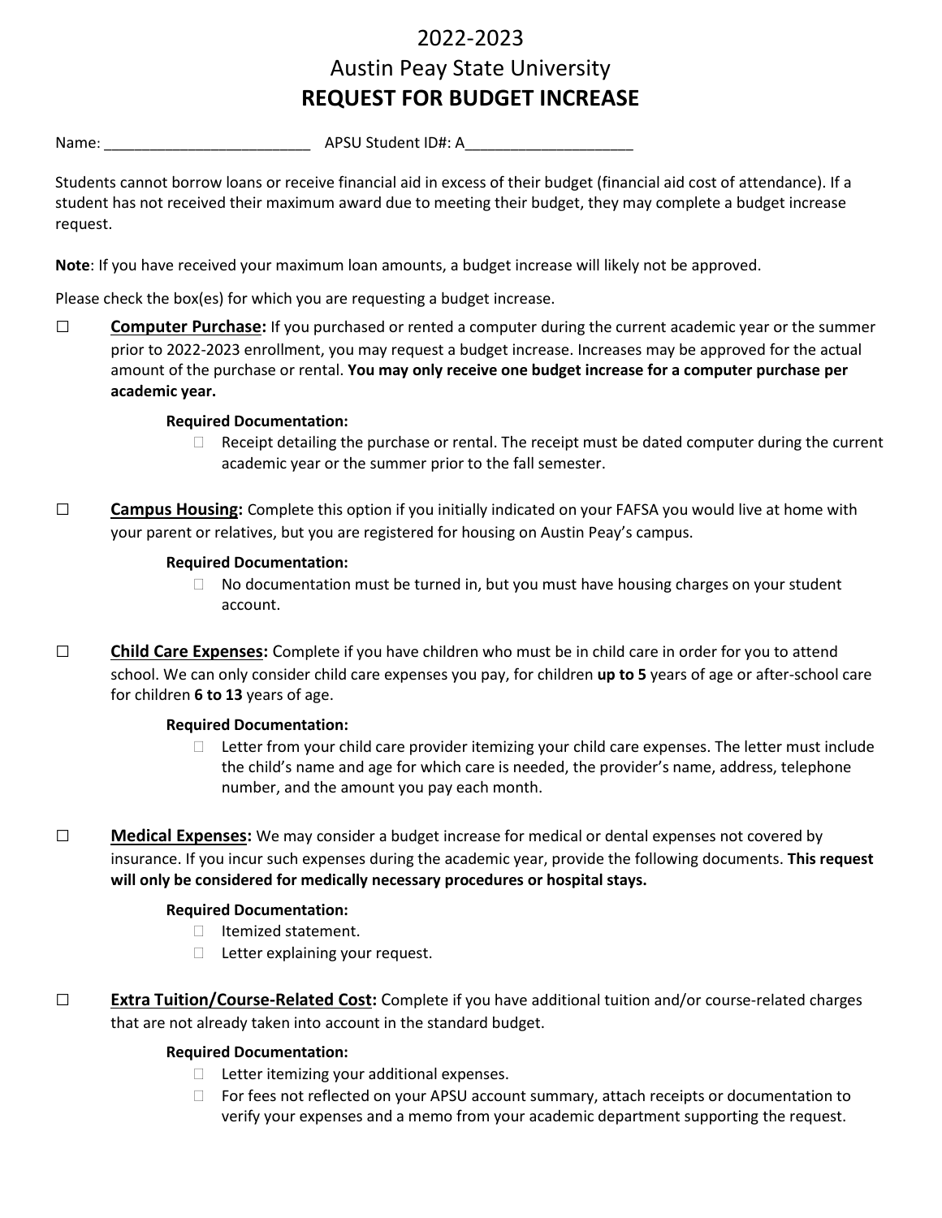# 2022-2023
# Austin Peay State University
# REQUEST FOR BUDGET INCREASE

Name: ________________________ APSU Student ID#: A____________________

Students cannot borrow loans or receive financial aid in excess of their budget (financial aid cost of attendance). If a student has not received their maximum award due to meeting their budget, they may complete a budget increase request.

**Note**: If you have received your maximum loan amounts, a budget increase will likely not be approved.

Please check the box(es) for which you are requesting a budget increase.

☐ **Computer Purchase:** If you purchased or rented a computer during the current academic year or the summer prior to 2022-2023 enrollment, you may request a budget increase. Increases may be approved for the actual amount of the purchase or rental. **You may only receive one budget increase for a computer purchase per academic year.**

**Required Documentation:**

- ☐ Receipt detailing the purchase or rental. The receipt must be dated computer during the current academic year or the summer prior to the fall semester.

☐ **Campus Housing:** Complete this option if you initially indicated on your FAFSA you would live at home with your parent or relatives, but you are registered for housing on Austin Peay's campus.

**Required Documentation:**

- ☐ No documentation must be turned in, but you must have housing charges on your student account.

☐ **Child Care Expenses:** Complete if you have children who must be in child care in order for you to attend school. We can only consider child care expenses you pay, for children **up to 5** years of age or after-school care for children **6 to 13** years of age.

**Required Documentation:**

- ☐ Letter from your child care provider itemizing your child care expenses. The letter must include the child's name and age for which care is needed, the provider's name, address, telephone number, and the amount you pay each month.

☐ **Medical Expenses:** We may consider a budget increase for medical or dental expenses not covered by insurance. If you incur such expenses during the academic year, provide the following documents. **This request will only be considered for medically necessary procedures or hospital stays.**

**Required Documentation:**

- ☐ Itemized statement.
- ☐ Letter explaining your request.

☐ **Extra Tuition/Course-Related Cost:** Complete if you have additional tuition and/or course-related charges that are not already taken into account in the standard budget.

**Required Documentation:**

- ☐ Letter itemizing your additional expenses.
- ☐ For fees not reflected on your APSU account summary, attach receipts or documentation to verify your expenses and a memo from your academic department supporting the request.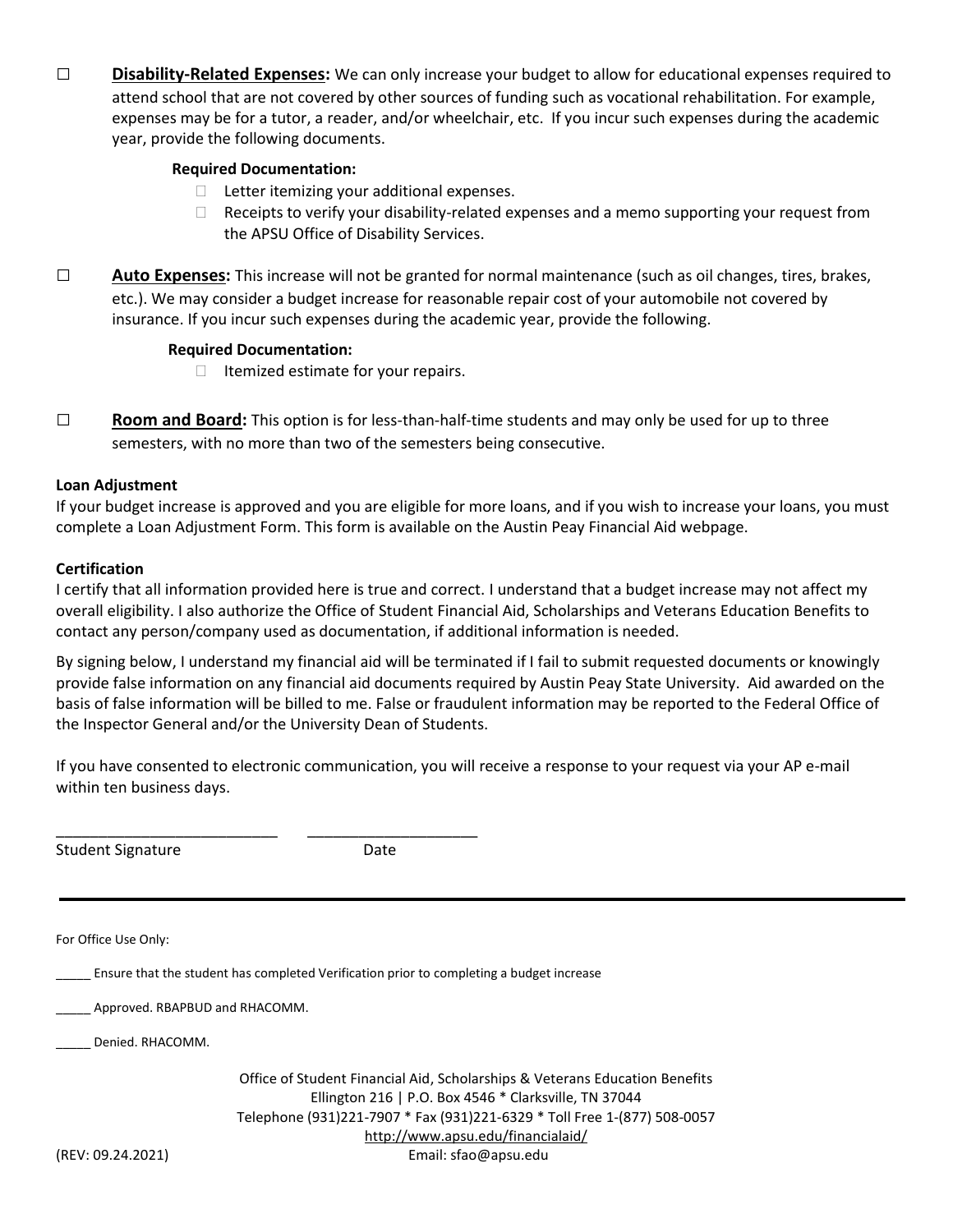☐ **Disability-Related Expenses:** We can only increase your budget to allow for educational expenses required to attend school that are not covered by other sources of funding such as vocational rehabilitation. For example, expenses may be for a tutor, a reader, and/or wheelchair, etc. If you incur such expenses during the academic year, provide the following documents.

**Required Documentation:**

- ☐ Letter itemizing your additional expenses.
- ☐ Receipts to verify your disability-related expenses and a memo supporting your request from the APSU Office of Disability Services.

☐ **Auto Expenses:** This increase will not be granted for normal maintenance (such as oil changes, tires, brakes, etc.). We may consider a budget increase for reasonable repair cost of your automobile not covered by insurance. If you incur such expenses during the academic year, provide the following.

**Required Documentation:**

- ☐ Itemized estimate for your repairs.

☐ **Room and Board:** This option is for less-than-half-time students and may only be used for up to three semesters, with no more than two of the semesters being consecutive.

**Loan Adjustment**

If your budget increase is approved and you are eligible for more loans, and if you wish to increase your loans, you must complete a Loan Adjustment Form. This form is available on the Austin Peay Financial Aid webpage.

**Certification**

I certify that all information provided here is true and correct. I understand that a budget increase may not affect my overall eligibility. I also authorize the Office of Student Financial Aid, Scholarships and Veterans Education Benefits to contact any person/company used as documentation, if additional information is needed.

By signing below, I understand my financial aid will be terminated if I fail to submit requested documents or knowingly provide false information on any financial aid documents required by Austin Peay State University. Aid awarded on the basis of false information will be billed to me. False or fraudulent information may be reported to the Federal Office of the Inspector General and/or the University Dean of Students.

If you have consented to electronic communication, you will receive a response to your request via your AP e-mail within ten business days.

___________________________ ____________________

Student Signature Date

---

For Office Use Only:

_____ Ensure that the student has completed Verification prior to completing a budget increase

_____ Approved. RBAPBUD and RHACOMM.

_____ Denied. RHACOMM.

Office of Student Financial Aid, Scholarships & Veterans Education Benefits
Ellington 216 | P.O. Box 4546 * Clarksville, TN 37044
Telephone (931)221-7907 * Fax (931)221-6329 * Toll Free 1-(877) 508-0057
http://www.apsu.edu/financialaid/
Email: sfao@apsu.edu

(REV: 09.24.2021)